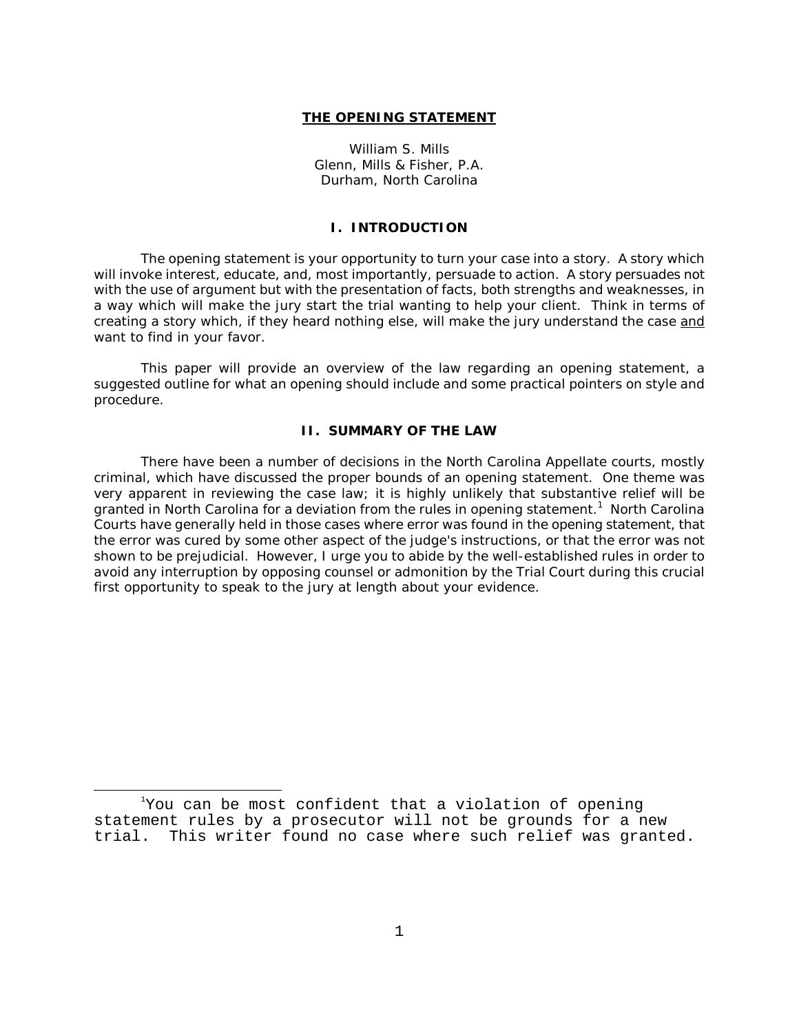# THE OPENING STATEMENT

William S. Mills
Glenn, Mills & Fisher, P.A.
Durham, North Carolina

## I. INTRODUCTION

The opening statement is your opportunity to turn your case into a story. A story which will invoke interest, educate, and, most importantly, persuade to action. A story persuades not with the use of argument but with the presentation of facts, both strengths and weaknesses, in a way which will make the jury start the trial wanting to help your client. Think in terms of creating a story which, if they heard nothing else, will make the jury understand the case <u>and</u> want to find in your favor.

This paper will provide an overview of the law regarding an opening statement, a suggested outline for what an opening should include and some practical pointers on style and procedure.

## II. SUMMARY OF THE LAW

There have been a number of decisions in the North Carolina Appellate courts, mostly criminal, which have discussed the proper bounds of an opening statement. One theme was very apparent in reviewing the case law; it is highly unlikely that substantive relief will be granted in North Carolina for a deviation from the rules in opening statement.[1] North Carolina Courts have generally held in those cases where error was found in the opening statement, that the error was cured by some other aspect of the judge's instructions, or that the error was not shown to be prejudicial. However, I urge you to abide by the well-established rules in order to avoid any interruption by opposing counsel or admonition by the Trial Court during this crucial first opportunity to speak to the jury at length about your evidence.

---

[1] You can be most confident that a violation of opening statement rules by a prosecutor will not be grounds for a new trial. This writer found no case where such relief was granted.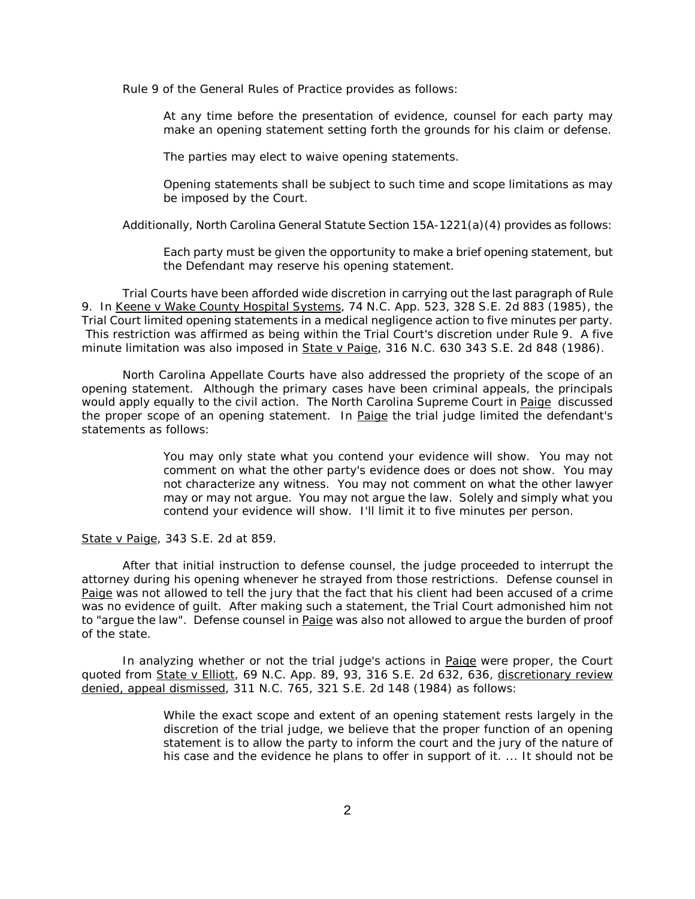Rule 9 of the General Rules of Practice provides as follows:

> At any time before the presentation of evidence, counsel for each party may make an opening statement setting forth the grounds for his claim or defense.
>
> The parties may elect to waive opening statements.
>
> Opening statements shall be subject to such time and scope limitations as may be imposed by the Court.

Additionally, North Carolina General Statute Section 15A-1221(a)(4) provides as follows:

> Each party must be given the opportunity to make a brief opening statement, but the Defendant may reserve his opening statement.

Trial Courts have been afforded wide discretion in carrying out the last paragraph of Rule 9. In Keene v Wake County Hospital Systems, 74 N.C. App. 523, 328 S.E. 2d 883 (1985), the Trial Court limited opening statements in a medical negligence action to five minutes per party. This restriction was affirmed as being within the Trial Court's discretion under Rule 9. A five minute limitation was also imposed in State v Paige, 316 N.C. 630 343 S.E. 2d 848 (1986).

North Carolina Appellate Courts have also addressed the propriety of the scope of an opening statement. Although the primary cases have been criminal appeals, the principals would apply equally to the civil action. The North Carolina Supreme Court in Paige discussed the proper scope of an opening statement. In Paige the trial judge limited the defendant's statements as follows:

> You may only state what you contend your evidence will show. You may not comment on what the other party's evidence does or does not show. You may not characterize any witness. You may not comment on what the other lawyer may or may not argue. You may not argue the law. Solely and simply what you contend your evidence will show. I'll limit it to five minutes per person.

State v Paige, 343 S.E. 2d at 859.

After that initial instruction to defense counsel, the judge proceeded to interrupt the attorney during his opening whenever he strayed from those restrictions. Defense counsel in Paige was not allowed to tell the jury that the fact that his client had been accused of a crime was no evidence of guilt. After making such a statement, the Trial Court admonished him not to "argue the law". Defense counsel in Paige was also not allowed to argue the burden of proof of the state.

In analyzing whether or not the trial judge's actions in Paige were proper, the Court quoted from State v Elliott, 69 N.C. App. 89, 93, 316 S.E. 2d 632, 636, discretionary review denied, appeal dismissed, 311 N.C. 765, 321 S.E. 2d 148 (1984) as follows:

> While the exact scope and extent of an opening statement rests largely in the discretion of the trial judge, we believe that the proper function of an opening statement is to allow the party to inform the court and the jury of the nature of his case and the evidence he plans to offer in support of it. ... It should not be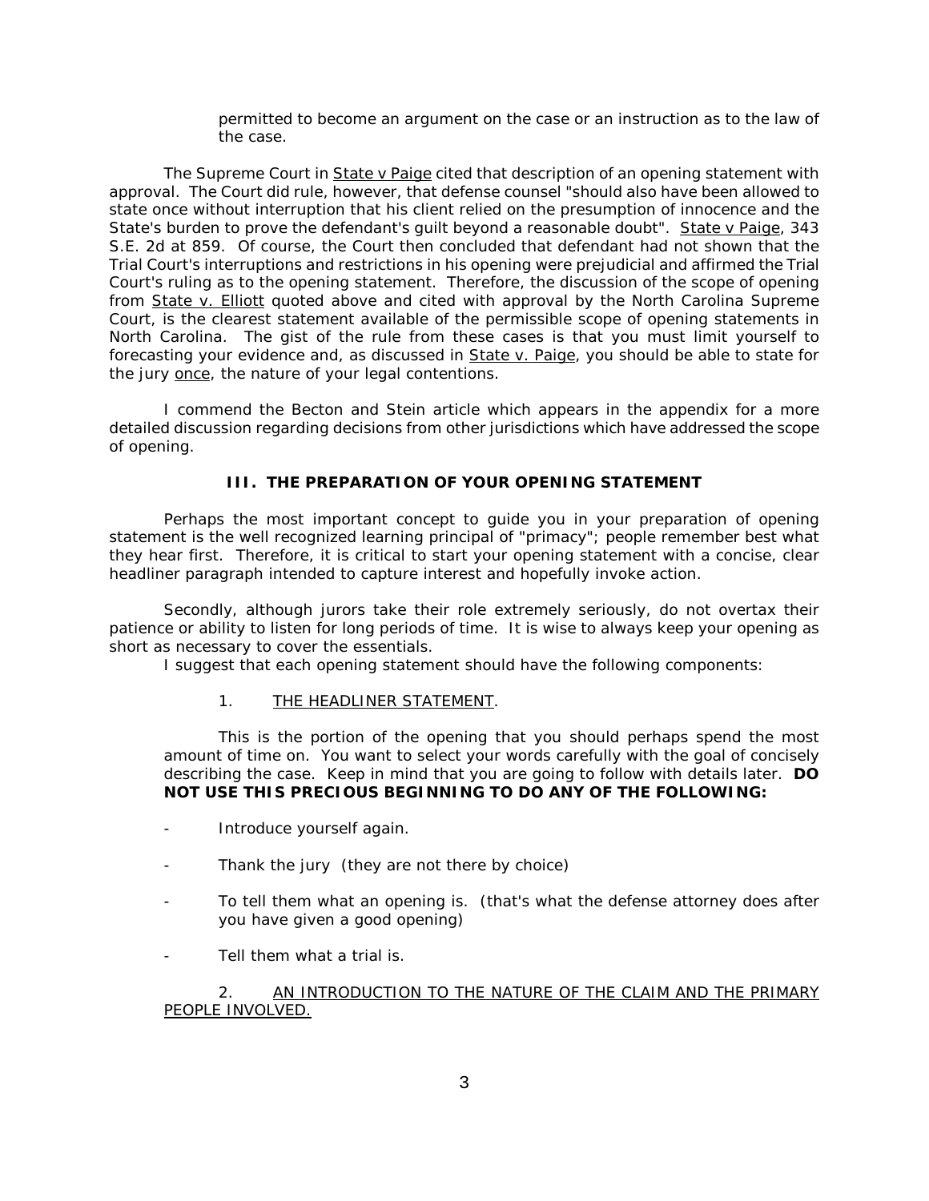permitted to become an argument on the case or an instruction as to the law of the case.

The Supreme Court in State v Paige cited that description of an opening statement with approval. The Court did rule, however, that defense counsel "should also have been allowed to state once without interruption that his client relied on the presumption of innocence and the State's burden to prove the defendant's guilt beyond a reasonable doubt". State v Paige, 343 S.E. 2d at 859. Of course, the Court then concluded that defendant had not shown that the Trial Court's interruptions and restrictions in his opening were prejudicial and affirmed the Trial Court's ruling as to the opening statement. Therefore, the discussion of the scope of opening from State v. Elliott quoted above and cited with approval by the North Carolina Supreme Court, is the clearest statement available of the permissible scope of opening statements in North Carolina. The gist of the rule from these cases is that you must limit yourself to forecasting your evidence and, as discussed in State v. Paige, you should be able to state for the jury once, the nature of your legal contentions.

I commend the Becton and Stein article which appears in the appendix for a more detailed discussion regarding decisions from other jurisdictions which have addressed the scope of opening.

## III. THE PREPARATION OF YOUR OPENING STATEMENT

Perhaps the most important concept to guide you in your preparation of opening statement is the well recognized learning principal of "primacy"; people remember best what they hear first. Therefore, it is critical to start your opening statement with a concise, clear headliner paragraph intended to capture interest and hopefully invoke action.

Secondly, although jurors take their role extremely seriously, do not overtax their patience or ability to listen for long periods of time. It is wise to always keep your opening as short as necessary to cover the essentials.

I suggest that each opening statement should have the following components:

1. THE HEADLINER STATEMENT.

This is the portion of the opening that you should perhaps spend the most amount of time on. You want to select your words carefully with the goal of concisely describing the case. Keep in mind that you are going to follow with details later. **DO NOT USE THIS PRECIOUS BEGINNING TO DO ANY OF THE FOLLOWING:**

- Introduce yourself again.
- Thank the jury (they are not there by choice)
- To tell them what an opening is. (that's what the defense attorney does after you have given a good opening)
- Tell them what a trial is.

2. AN INTRODUCTION TO THE NATURE OF THE CLAIM AND THE PRIMARY PEOPLE INVOLVED.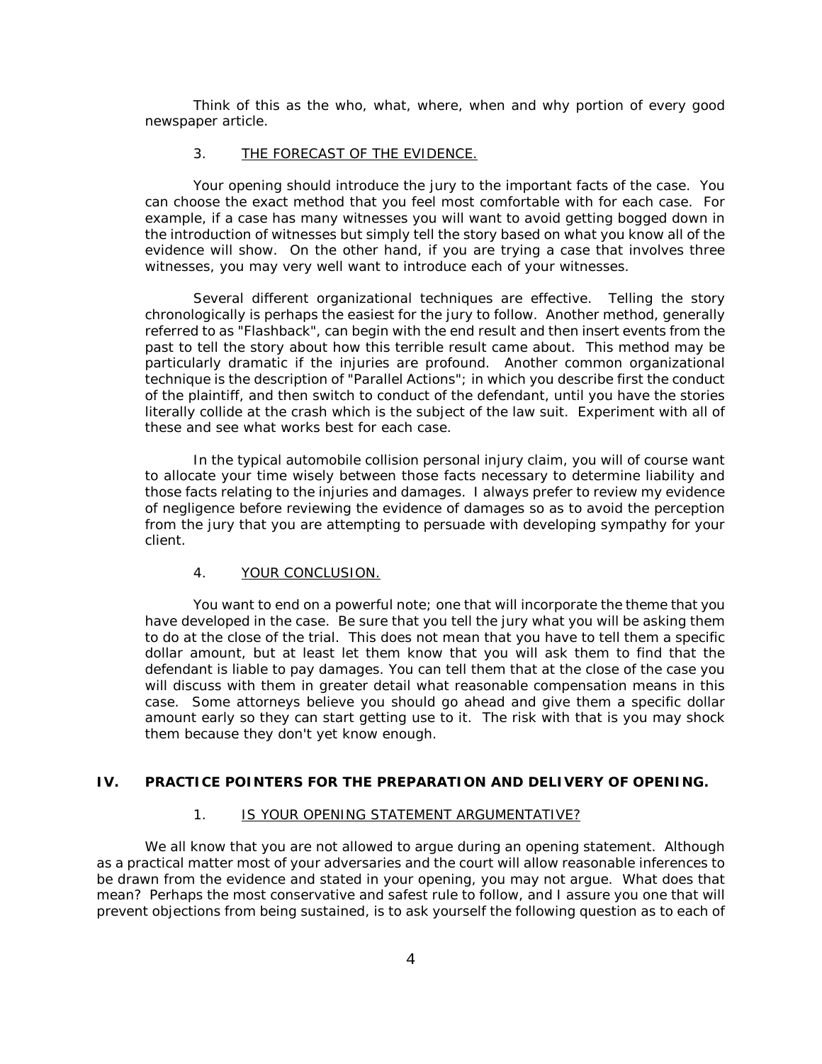Think of this as the who, what, where, when and why portion of every good newspaper article.

### 3. THE FORECAST OF THE EVIDENCE.

Your opening should introduce the jury to the important facts of the case. You can choose the exact method that you feel most comfortable with for each case. For example, if a case has many witnesses you will want to avoid getting bogged down in the introduction of witnesses but simply tell the story based on what you know all of the evidence will show. On the other hand, if you are trying a case that involves three witnesses, you may very well want to introduce each of your witnesses.

Several different organizational techniques are effective. Telling the story chronologically is perhaps the easiest for the jury to follow. Another method, generally referred to as "Flashback", can begin with the end result and then insert events from the past to tell the story about how this terrible result came about. This method may be particularly dramatic if the injuries are profound. Another common organizational technique is the description of "Parallel Actions"; in which you describe first the conduct of the plaintiff, and then switch to conduct of the defendant, until you have the stories literally collide at the crash which is the subject of the law suit. Experiment with all of these and see what works best for each case.

In the typical automobile collision personal injury claim, you will of course want to allocate your time wisely between those facts necessary to determine liability and those facts relating to the injuries and damages. I always prefer to review my evidence of negligence before reviewing the evidence of damages so as to avoid the perception from the jury that you are attempting to persuade with developing sympathy for your client.

### 4. YOUR CONCLUSION.

You want to end on a powerful note; one that will incorporate the theme that you have developed in the case. Be sure that you tell the jury what you will be asking them to do at the close of the trial. This does not mean that you have to tell them a specific dollar amount, but at least let them know that you will ask them to find that the defendant is liable to pay damages. You can tell them that at the close of the case you will discuss with them in greater detail what reasonable compensation means in this case. Some attorneys believe you should go ahead and give them a specific dollar amount early so they can start getting use to it. The risk with that is you may shock them because they don't yet know enough.

## IV. PRACTICE POINTERS FOR THE PREPARATION AND DELIVERY OF OPENING.

### 1. IS YOUR OPENING STATEMENT ARGUMENTATIVE?

We all know that you are not allowed to argue during an opening statement. Although as a practical matter most of your adversaries and the court will allow reasonable inferences to be drawn from the evidence and stated in your opening, you may not argue. What does that mean? Perhaps the most conservative and safest rule to follow, and I assure you one that will prevent objections from being sustained, is to ask yourself the following question as to each of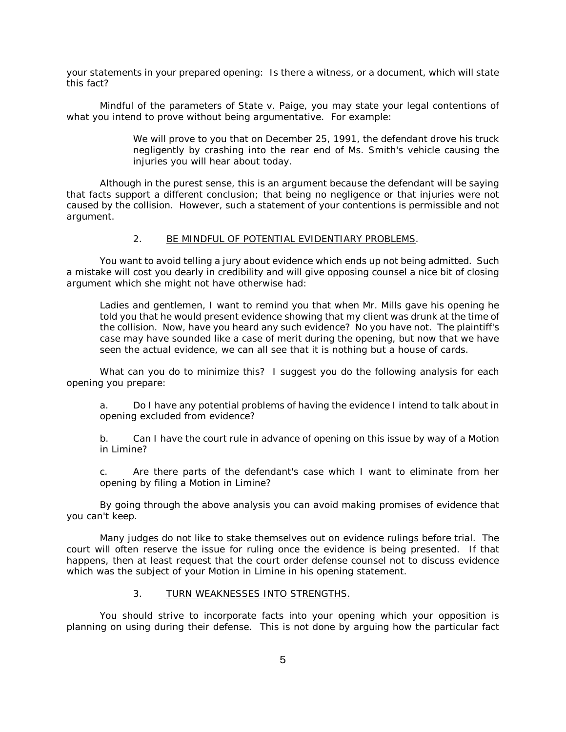your statements in your prepared opening: Is there a witness, or a document, which will state this fact?

Mindful of the parameters of <u>State v. Paige</u>, you may state your legal contentions of what you intend to prove without being argumentative. For example:

> We will prove to you that on December 25, 1991, the defendant drove his truck negligently by crashing into the rear end of Ms. Smith's vehicle causing the injuries you will hear about today.

Although in the purest sense, this is an argument because the defendant will be saying that facts support a different conclusion; that being no negligence or that injuries were not caused by the collision. However, such a statement of your contentions is permissible and not argument.

### 2. <u>BE MINDFUL OF POTENTIAL EVIDENTIARY PROBLEMS</u>.

You want to avoid telling a jury about evidence which ends up not being admitted. Such a mistake will cost you dearly in credibility and will give opposing counsel a nice bit of closing argument which she might not have otherwise had:

> Ladies and gentlemen, I want to remind you that when Mr. Mills gave his opening he told you that he would present evidence showing that my client was drunk at the time of the collision. Now, have you heard any such evidence? No you have not. The plaintiff's case may have sounded like a case of merit during the opening, but now that we have seen the actual evidence, we can all see that it is nothing but a house of cards.

What can you do to minimize this? I suggest you do the following analysis for each opening you prepare:

a. Do I have any potential problems of having the evidence I intend to talk about in opening excluded from evidence?

b. Can I have the court rule in advance of opening on this issue by way of a Motion in Limine?

c. Are there parts of the defendant's case which I want to eliminate from her opening by filing a Motion in Limine?

By going through the above analysis you can avoid making promises of evidence that you can't keep.

Many judges do not like to stake themselves out on evidence rulings before trial. The court will often reserve the issue for ruling once the evidence is being presented. If that happens, then at least request that the court order defense counsel not to discuss evidence which was the subject of your Motion in Limine in his opening statement.

### 3. <u>TURN WEAKNESSES INTO STRENGTHS.</u>

You should strive to incorporate facts into your opening which your opposition is planning on using during their defense. This is not done by arguing how the particular fact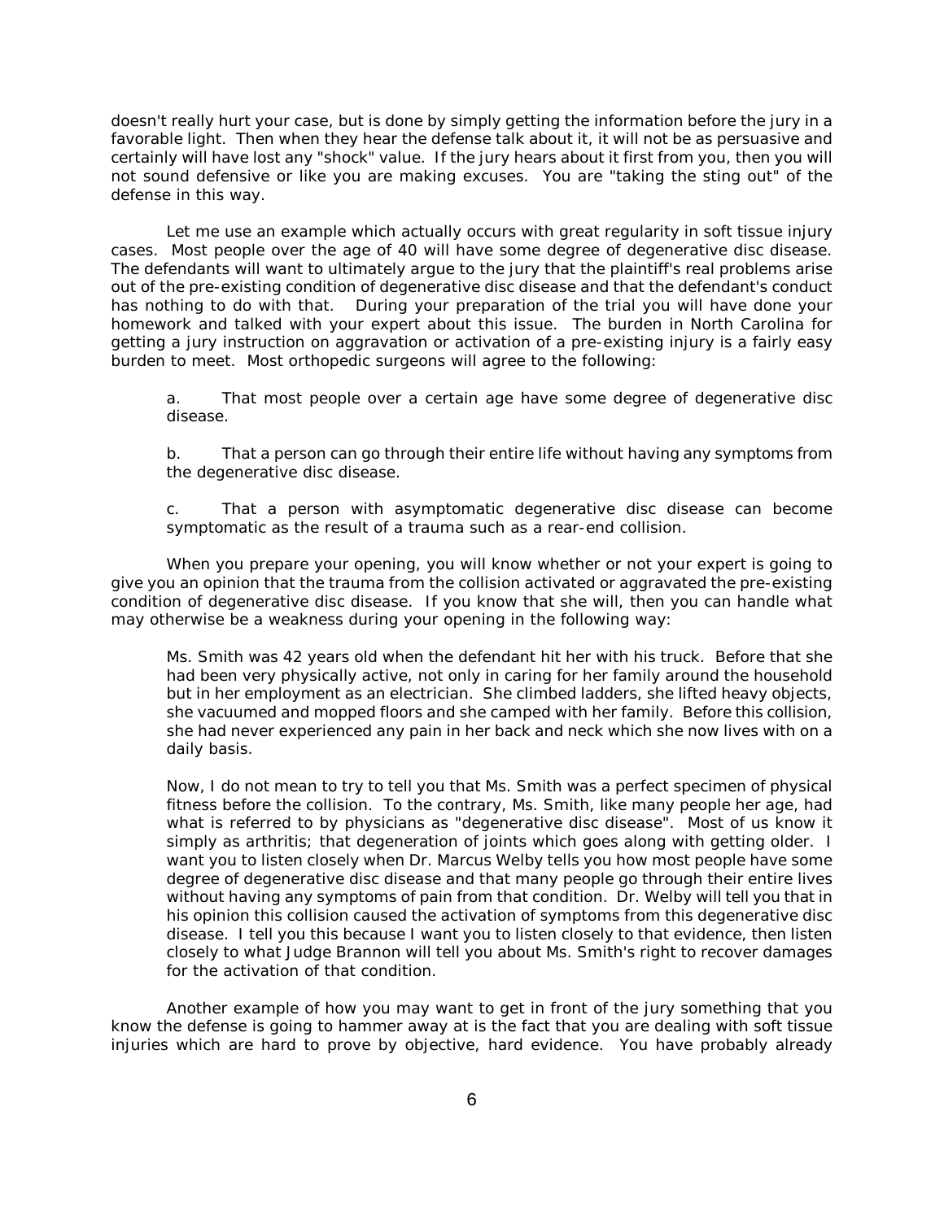doesn't really hurt your case, but is done by simply getting the information before the jury in a favorable light. Then when they hear the defense talk about it, it will not be as persuasive and certainly will have lost any "shock" value. If the jury hears about it first from you, then you will not sound defensive or like you are making excuses. You are "taking the sting out" of the defense in this way.

Let me use an example which actually occurs with great regularity in soft tissue injury cases. Most people over the age of 40 will have some degree of degenerative disc disease. The defendants will want to ultimately argue to the jury that the plaintiff's real problems arise out of the pre-existing condition of degenerative disc disease and that the defendant's conduct has nothing to do with that. During your preparation of the trial you will have done your homework and talked with your expert about this issue. The burden in North Carolina for getting a jury instruction on aggravation or activation of a pre-existing injury is a fairly easy burden to meet. Most orthopedic surgeons will agree to the following:

a. That most people over a certain age have some degree of degenerative disc disease.

b. That a person can go through their entire life without having any symptoms from the degenerative disc disease.

c. That a person with asymptomatic degenerative disc disease can become symptomatic as the result of a trauma such as a rear-end collision.

When you prepare your opening, you will know whether or not your expert is going to give you an opinion that the trauma from the collision activated or aggravated the pre-existing condition of degenerative disc disease. If you know that she will, then you can handle what may otherwise be a weakness during your opening in the following way:

> Ms. Smith was 42 years old when the defendant hit her with his truck. Before that she had been very physically active, not only in caring for her family around the household but in her employment as an electrician. She climbed ladders, she lifted heavy objects, she vacuumed and mopped floors and she camped with her family. Before this collision, she had never experienced any pain in her back and neck which she now lives with on a daily basis.
>
> Now, I do not mean to try to tell you that Ms. Smith was a perfect specimen of physical fitness before the collision. To the contrary, Ms. Smith, like many people her age, had what is referred to by physicians as "degenerative disc disease". Most of us know it simply as arthritis; that degeneration of joints which goes along with getting older. I want you to listen closely when Dr. Marcus Welby tells you how most people have some degree of degenerative disc disease and that many people go through their entire lives without having any symptoms of pain from that condition. Dr. Welby will tell you that in his opinion this collision caused the activation of symptoms from this degenerative disc disease. I tell you this because I want you to listen closely to that evidence, then listen closely to what Judge Brannon will tell you about Ms. Smith's right to recover damages for the activation of that condition.

Another example of how you may want to get in front of the jury something that you know the defense is going to hammer away at is the fact that you are dealing with soft tissue injuries which are hard to prove by objective, hard evidence. You have probably already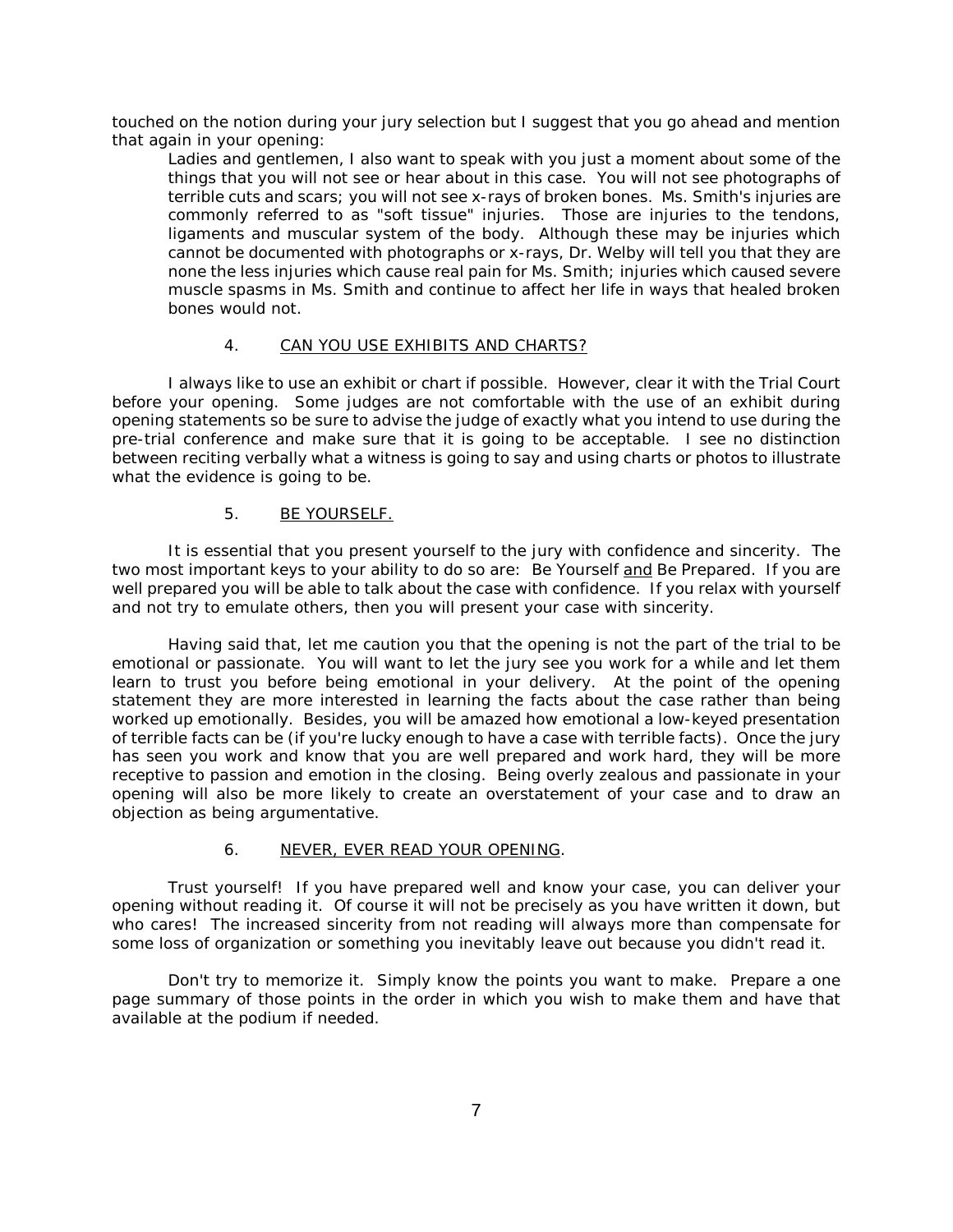touched on the notion during your jury selection but I suggest that you go ahead and mention that again in your opening:

> Ladies and gentlemen, I also want to speak with you just a moment about some of the things that you will not see or hear about in this case. You will not see photographs of terrible cuts and scars; you will not see x-rays of broken bones. Ms. Smith's injuries are commonly referred to as "soft tissue" injuries. Those are injuries to the tendons, ligaments and muscular system of the body. Although these may be injuries which cannot be documented with photographs or x-rays, Dr. Welby will tell you that they are none the less injuries which cause real pain for Ms. Smith; injuries which caused severe muscle spasms in Ms. Smith and continue to affect her life in ways that healed broken bones would not.

### 4. <u>CAN YOU USE EXHIBITS AND CHARTS?</u>

I always like to use an exhibit or chart if possible. However, clear it with the Trial Court before your opening. Some judges are not comfortable with the use of an exhibit during opening statements so be sure to advise the judge of exactly what you intend to use during the pre-trial conference and make sure that it is going to be acceptable. I see no distinction between reciting verbally what a witness is going to say and using charts or photos to illustrate what the evidence is going to be.

### 5. <u>BE YOURSELF.</u>

It is essential that you present yourself to the jury with confidence and sincerity. The two most important keys to your ability to do so are: Be Yourself <u>and</u> Be Prepared. If you are well prepared you will be able to talk about the case with confidence. If you relax with yourself and not try to emulate others, then you will present your case with sincerity.

Having said that, let me caution you that the opening is not the part of the trial to be emotional or passionate. You will want to let the jury see you work for a while and let them learn to trust you before being emotional in your delivery. At the point of the opening statement they are more interested in learning the facts about the case rather than being worked up emotionally. Besides, you will be amazed how emotional a low-keyed presentation of terrible facts can be (if you're lucky enough to have a case with terrible facts). Once the jury has seen you work and know that you are well prepared and work hard, they will be more receptive to passion and emotion in the closing. Being overly zealous and passionate in your opening will also be more likely to create an overstatement of your case and to draw an objection as being argumentative.

### 6. <u>NEVER, EVER READ YOUR OPENING</u>.

Trust yourself! If you have prepared well and know your case, you can deliver your opening without reading it. Of course it will not be precisely as you have written it down, but who cares! The increased sincerity from not reading will always more than compensate for some loss of organization or something you inevitably leave out because you didn't read it.

Don't try to memorize it. Simply know the points you want to make. Prepare a one page summary of those points in the order in which you wish to make them and have that available at the podium if needed.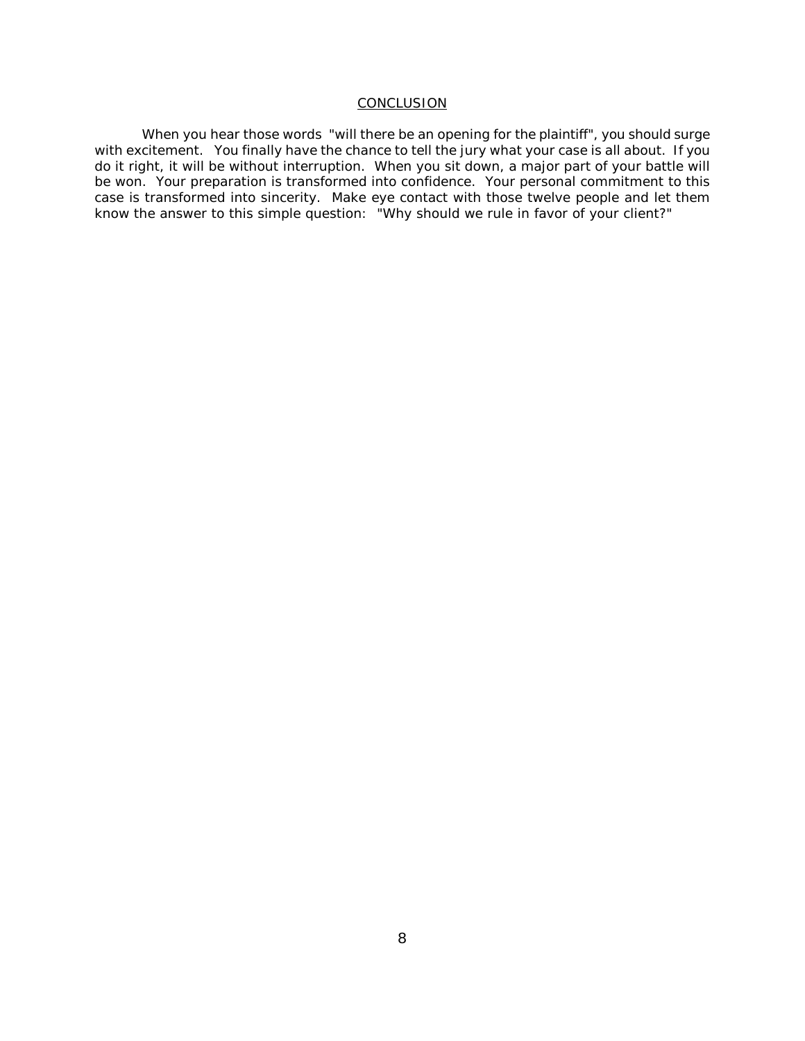## CONCLUSION

When you hear those words "will there be an opening for the plaintiff", you should surge with excitement. You finally have the chance to tell the jury what your case is all about. If you do it right, it will be without interruption. When you sit down, a major part of your battle will be won. Your preparation is transformed into confidence. Your personal commitment to this case is transformed into sincerity. Make eye contact with those twelve people and let them know the answer to this simple question: "Why should we rule in favor of your client?"